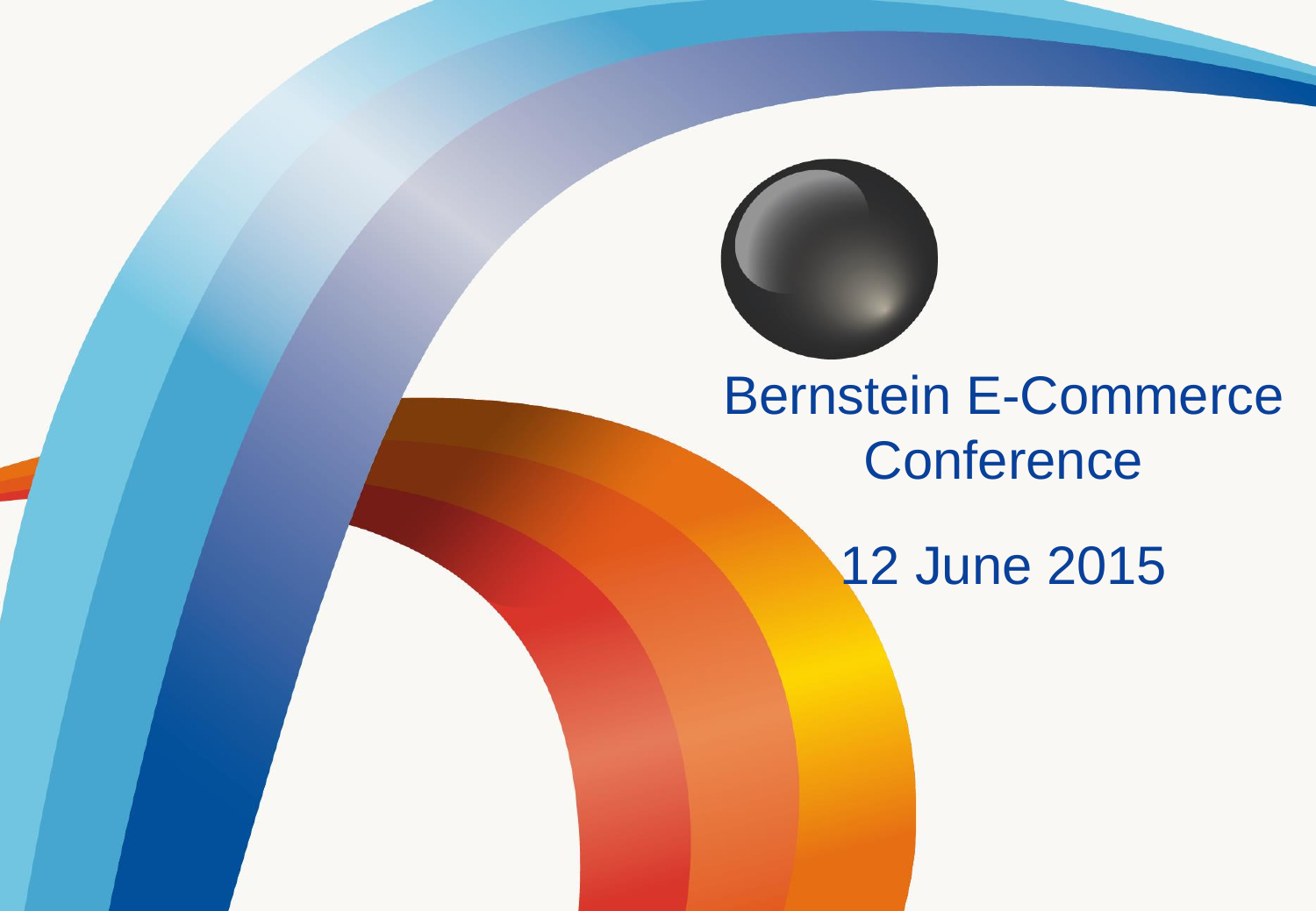# Bernstein E-Commerce Conference

12 June 2015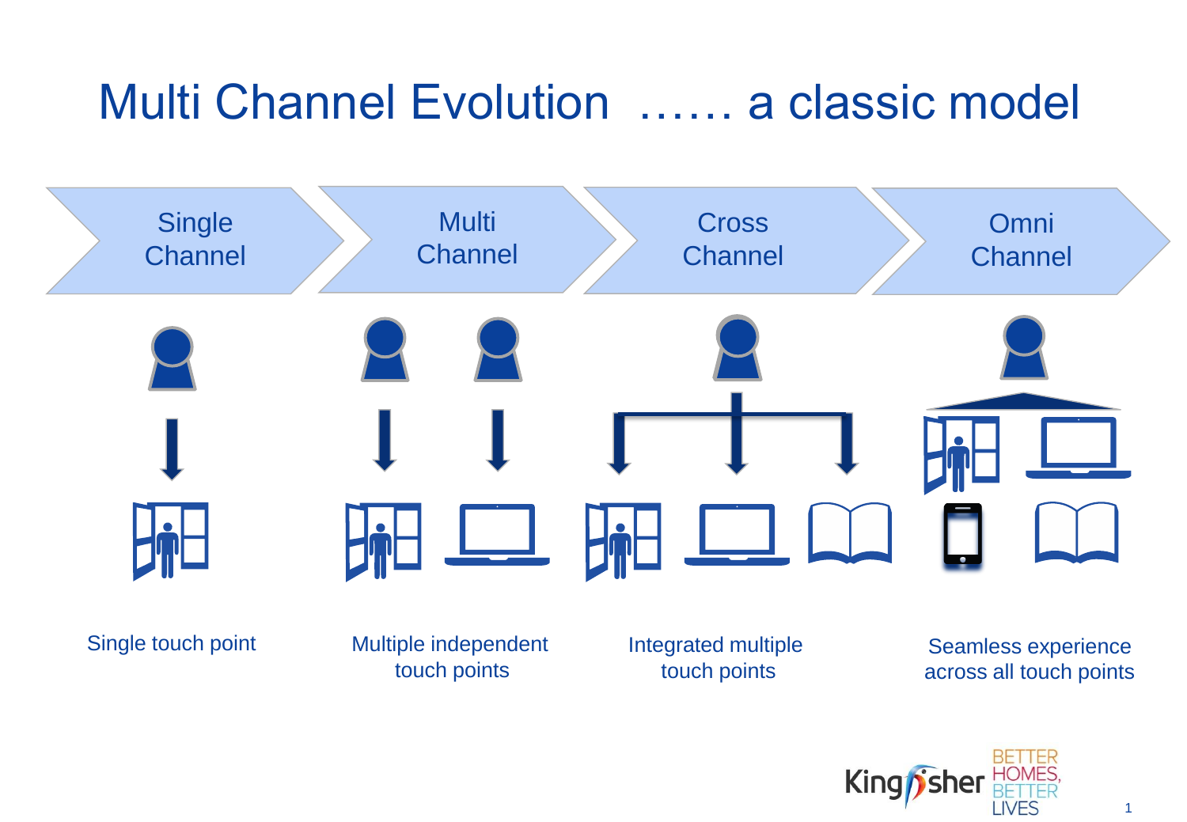# Multi Channel Evolution …… a classic model

| Single Channel | Multi Channel | Cross Channel | Omni Channel |
|---|---|---|---|
| Single touch point | Multiple independent touch points | Integrated multiple touch points | Seamless experience across all touch points |

Kingfisher BETTER HOMES, BETTER LIVES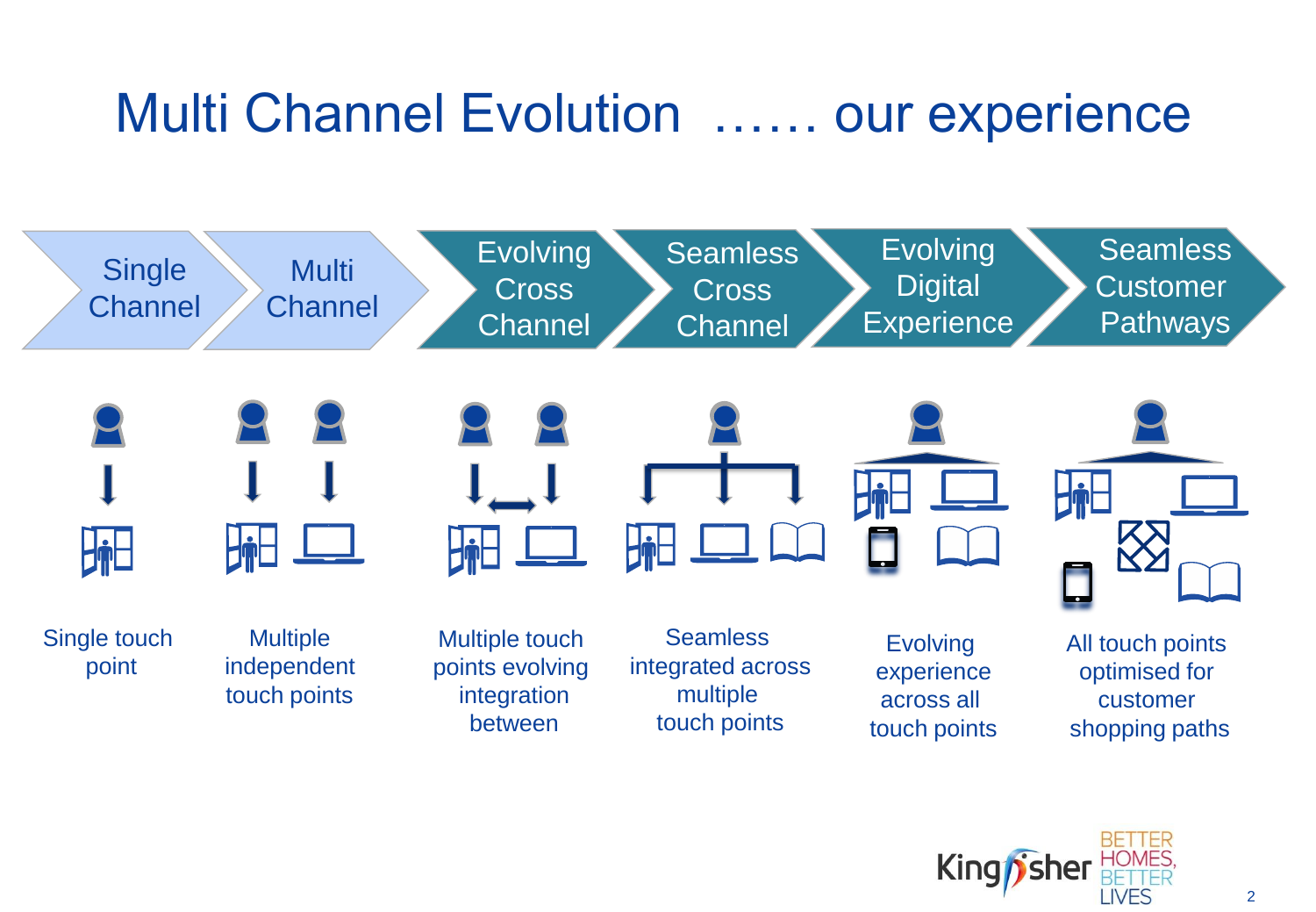# Multi Channel Evolution …… our experience

| Single Channel | Multi Channel | Evolving Cross Channel | Seamless Cross Channel | Evolving Digital Experience | Seamless Customer Pathways |
|---|---|---|---|---|---|
| Single touch point | Multiple independent touch points | Multiple touch points evolving integration between | Seamless integrated across multiple touch points | Evolving experience across all touch points | All touch points optimised for customer shopping paths |

Kingfisher BETTER HOMES, BETTER LIVES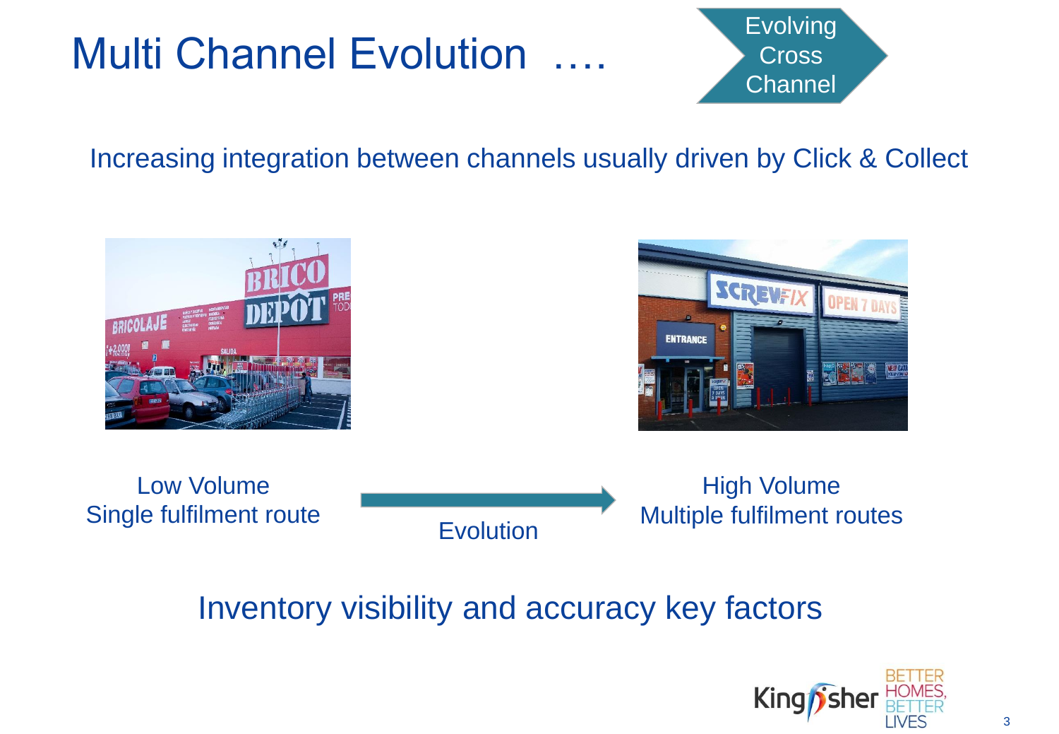# Multi Channel Evolution ….

Evolving Cross Channel

Increasing integration between channels usually driven by Click & Collect

Low Volume
Single fulfilment route

Evolution

High Volume
Multiple fulfilment routes

Inventory visibility and accuracy key factors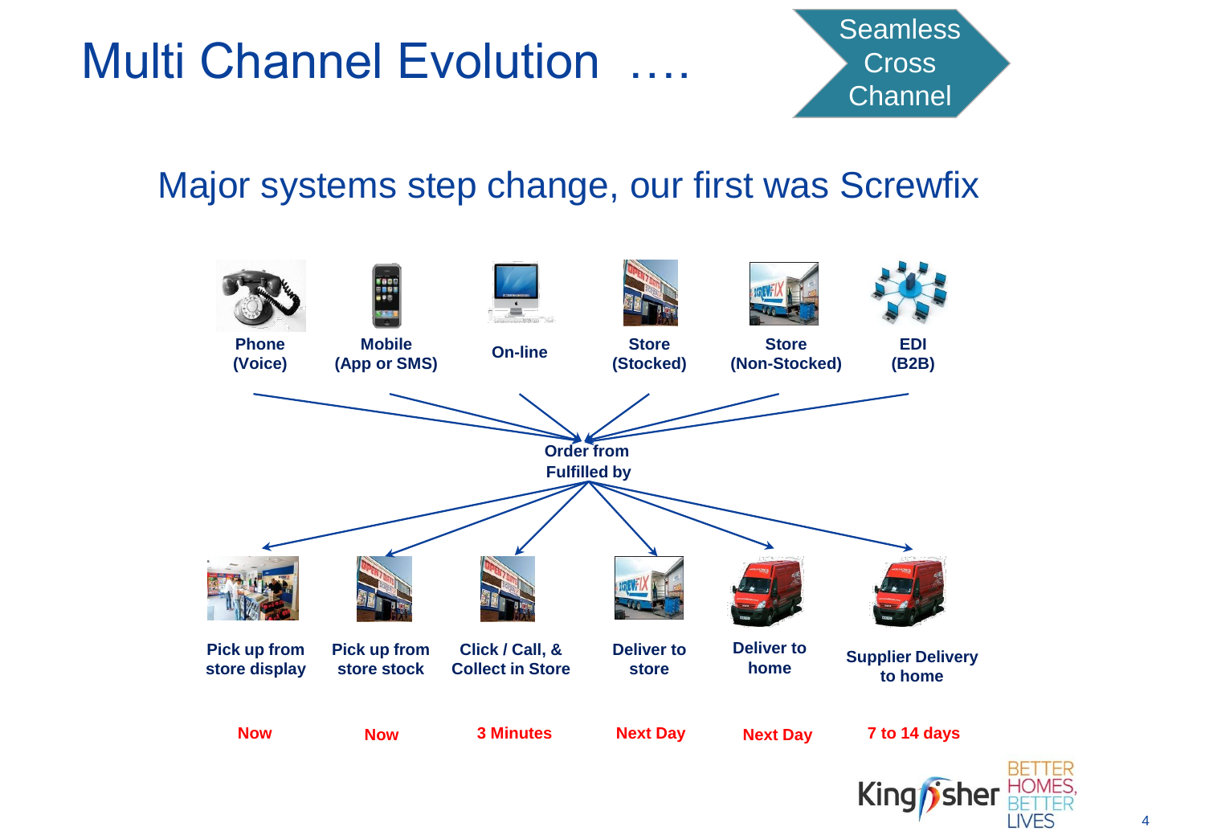# Multi Channel Evolution ….

Seamless Cross Channel

## Major systems step change, our first was Screwfix

**Phone (Voice)** | **Mobile (App or SMS)** | **On-line** | **Store (Stocked)** | **Store (Non-Stocked)** | **EDI (B2B)**

**Order from**
**Fulfilled by**

| Pick up from store display | Pick up from store stock | Click / Call, & Collect in Store | Deliver to store | Deliver to home | Supplier Delivery to home |
|---|---|---|---|---|---|
| Now | Now | 3 Minutes | Next Day | Next Day | 7 to 14 days |

Kingfisher BETTER HOMES, BETTER LIVES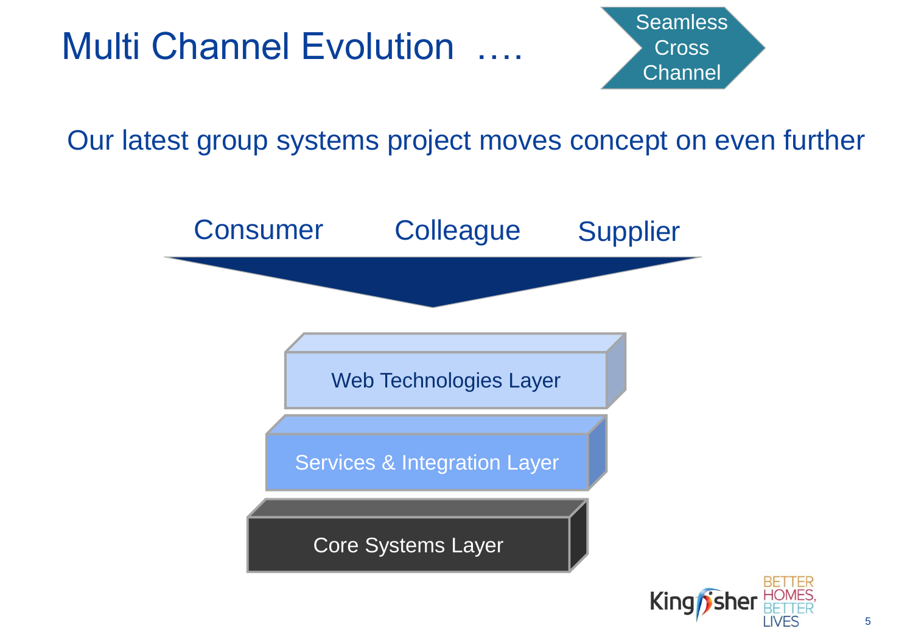# Multi Channel Evolution ….

Seamless Cross Channel

Our latest group systems project moves concept on even further

Consumer | Colleague | Supplier

- Web Technologies Layer
- Services & Integration Layer
- Core Systems Layer

Kingfisher BETTER HOMES, BETTER LIVES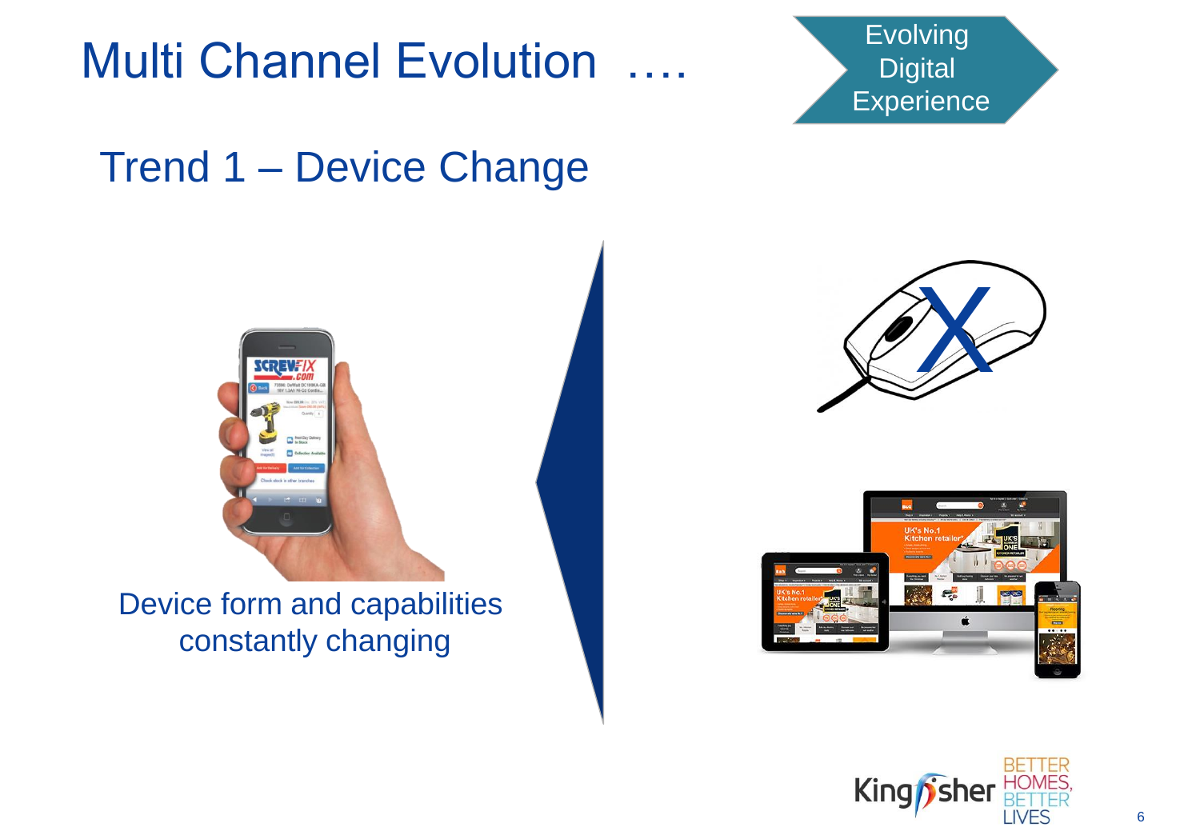# Multi Channel Evolution ….

Evolving Digital Experience

## Trend 1 – Device Change

Device form and capabilities constantly changing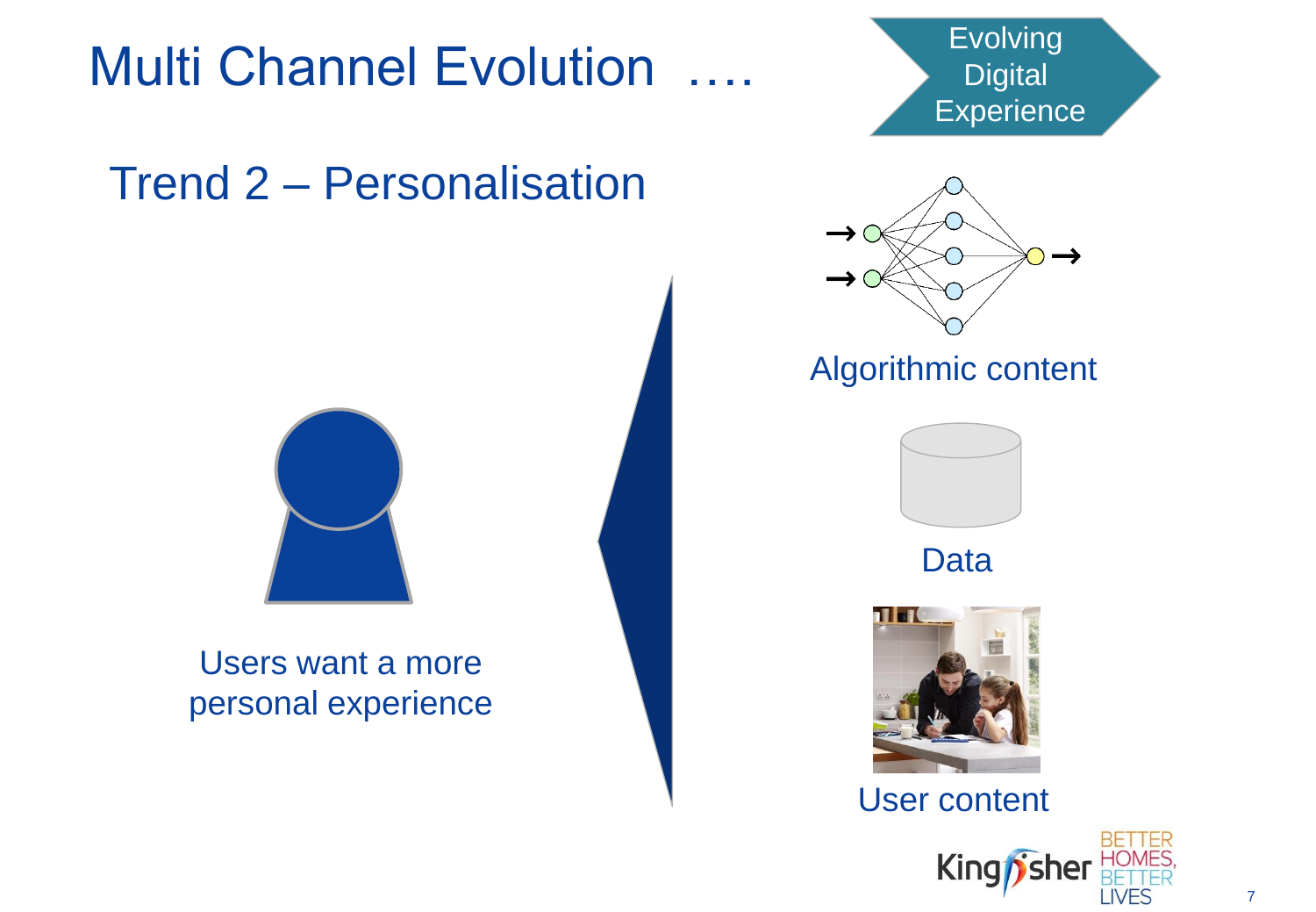# Multi Channel Evolution ….

Evolving Digital Experience

## Trend 2 – Personalisation

Users want a more personal experience

Algorithmic content

Data

User content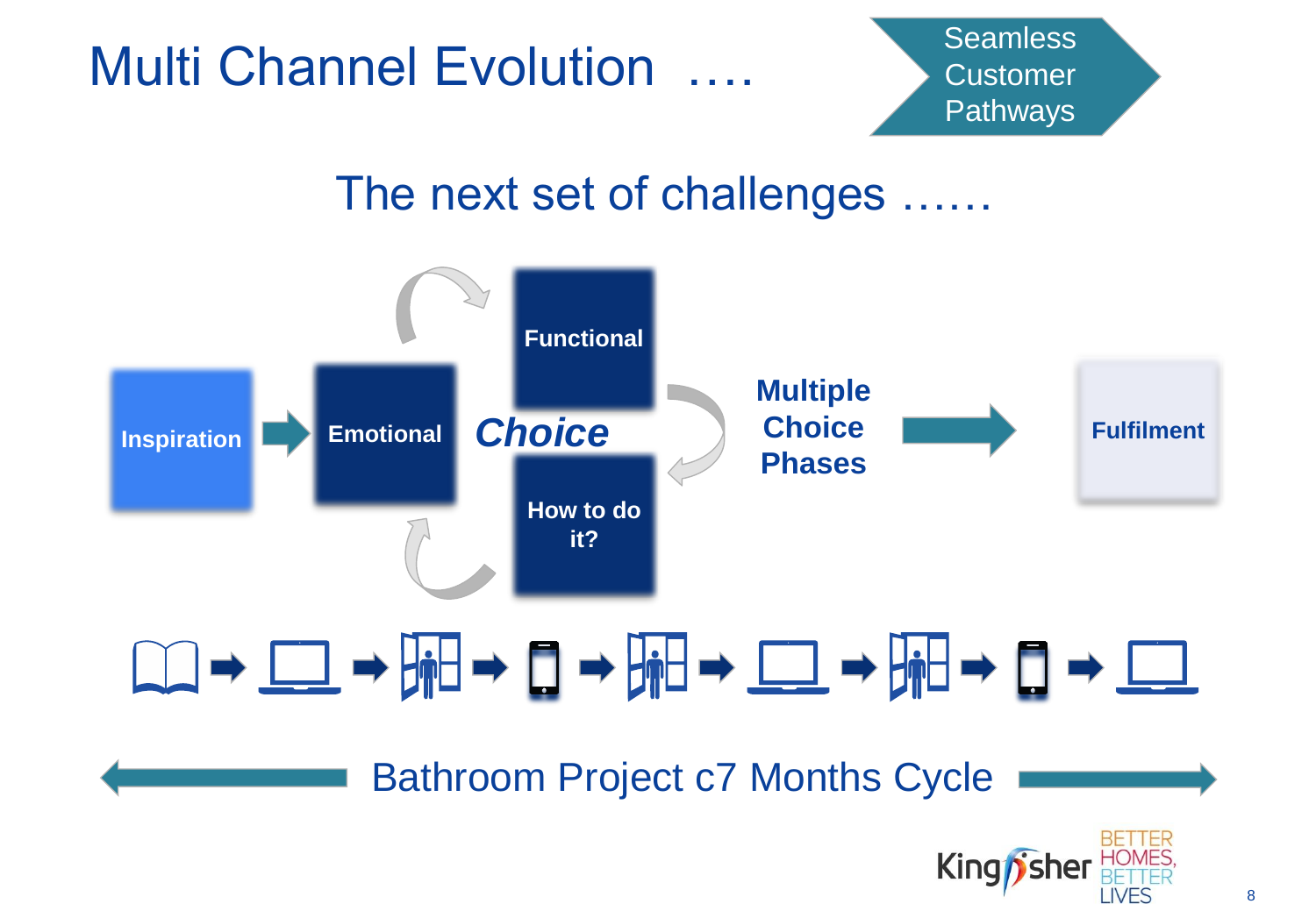# Multi Channel Evolution ….

Seamless Customer Pathways

## The next set of challenges ……

Inspiration

Emotional

Functional

*Choice*

How to do it?

Multiple Choice Phases

Fulfilment

Bathroom Project c7 Months Cycle

Kingfisher BETTER HOMES, BETTER LIVES